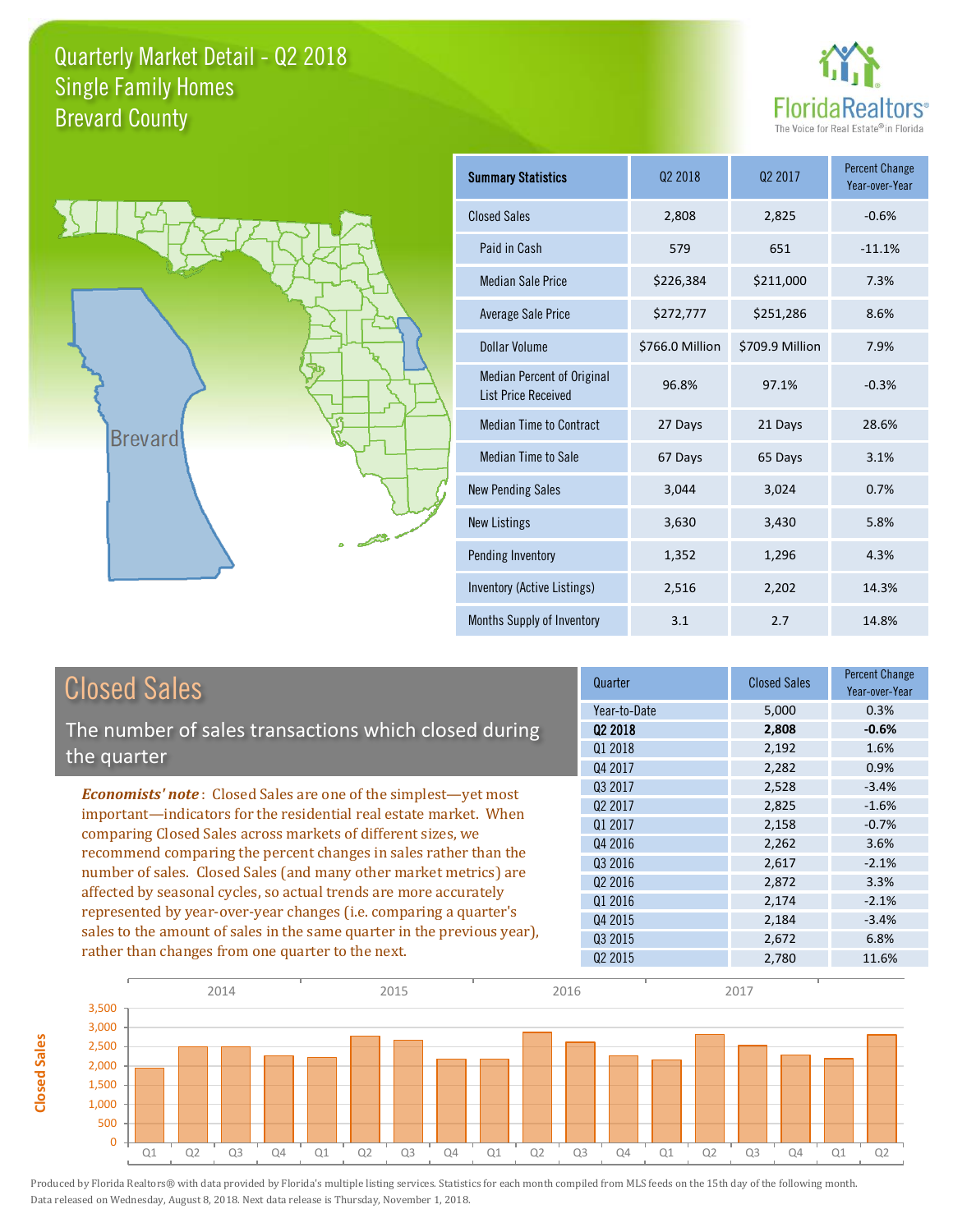# Quarterly Market Detail - Q2 2018
## Single Family Homes
## Brevard County

FloridaRealtors® The Voice for Real Estate® in Florida

Brevard

| Summary Statistics | Q2 2018 | Q2 2017 | Percent Change Year-over-Year |
|---|---|---|---|
| Closed Sales | 2,808 | 2,825 | -0.6% |
| Paid in Cash | 579 | 651 | -11.1% |
| Median Sale Price | $226,384 | $211,000 | 7.3% |
| Average Sale Price | $272,777 | $251,286 | 8.6% |
| Dollar Volume | $766.0 Million | $709.9 Million | 7.9% |
| Median Percent of Original List Price Received | 96.8% | 97.1% | -0.3% |
| Median Time to Contract | 27 Days | 21 Days | 28.6% |
| Median Time to Sale | 67 Days | 65 Days | 3.1% |
| New Pending Sales | 3,044 | 3,024 | 0.7% |
| New Listings | 3,630 | 3,430 | 5.8% |
| Pending Inventory | 1,352 | 1,296 | 4.3% |
| Inventory (Active Listings) | 2,516 | 2,202 | 14.3% |
| Months Supply of Inventory | 3.1 | 2.7 | 14.8% |

## Closed Sales

The number of sales transactions which closed during the quarter

***Economists' note***: Closed Sales are one of the simplest—yet most important—indicators for the residential real estate market. When comparing Closed Sales across markets of different sizes, we recommend comparing the percent changes in sales rather than the number of sales. Closed Sales (and many other market metrics) are affected by seasonal cycles, so actual trends are more accurately represented by year-over-year changes (i.e. comparing a quarter's sales to the amount of sales in the same quarter in the previous year), rather than changes from one quarter to the next.

| Quarter | Closed Sales | Percent Change Year-over-Year |
|---|---|---|
| Year-to-Date | 5,000 | 0.3% |
| **Q2 2018** | **2,808** | **-0.6%** |
| Q1 2018 | 2,192 | 1.6% |
| Q4 2017 | 2,282 | 0.9% |
| Q3 2017 | 2,528 | -3.4% |
| Q2 2017 | 2,825 | -1.6% |
| Q1 2017 | 2,158 | -0.7% |
| Q4 2016 | 2,262 | 3.6% |
| Q3 2016 | 2,617 | -2.1% |
| Q2 2016 | 2,872 | 3.3% |
| Q1 2016 | 2,174 | -2.1% |
| Q4 2015 | 2,184 | -3.4% |
| Q3 2015 | 2,672 | 6.8% |
| Q2 2015 | 2,780 | 11.6% |

Produced by Florida Realtors® with data provided by Florida's multiple listing services. Statistics for each month compiled from MLS feeds on the 15th day of the following month. Data released on Wednesday, August 8, 2018. Next data release is Thursday, November 1, 2018.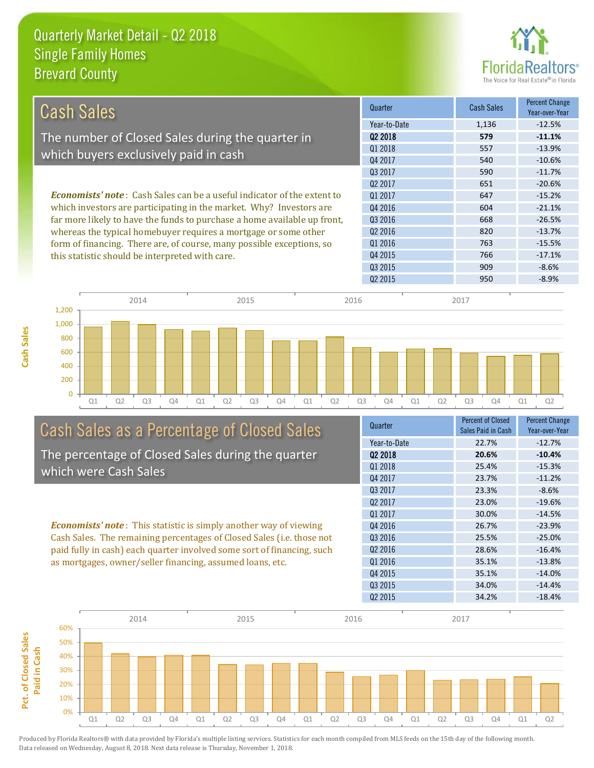# Quarterly Market Detail - Q2 2018
## Single Family Homes
## Brevard County

## Cash Sales

The number of Closed Sales during the quarter in which buyers exclusively paid in cash

*Economists' note*: Cash Sales can be a useful indicator of the extent to which investors are participating in the market. Why? Investors are far more likely to have the funds to purchase a home available up front, whereas the typical homebuyer requires a mortgage or some other form of financing. There are, of course, many possible exceptions, so this statistic should be interpreted with care.

| Quarter | Cash Sales | Percent Change Year-over-Year |
|---|---|---|
| Year-to-Date | 1,136 | -12.5% |
| **Q2 2018** | **579** | **-11.1%** |
| Q1 2018 | 557 | -13.9% |
| Q4 2017 | 540 | -10.6% |
| Q3 2017 | 590 | -11.7% |
| Q2 2017 | 651 | -20.6% |
| Q1 2017 | 647 | -15.2% |
| Q4 2016 | 604 | -21.1% |
| Q3 2016 | 668 | -26.5% |
| Q2 2016 | 820 | -13.7% |
| Q1 2016 | 763 | -15.5% |
| Q4 2015 | 766 | -17.1% |
| Q3 2015 | 909 | -8.6% |
| Q2 2015 | 950 | -8.9% |

## Cash Sales as a Percentage of Closed Sales

The percentage of Closed Sales during the quarter which were Cash Sales

*Economists' note*: This statistic is simply another way of viewing Cash Sales. The remaining percentages of Closed Sales (i.e. those not paid fully in cash) each quarter involved some sort of financing, such as mortgages, owner/seller financing, assumed loans, etc.

| Quarter | Percent of Closed Sales Paid in Cash | Percent Change Year-over-Year |
|---|---|---|
| Year-to-Date | 22.7% | -12.7% |
| **Q2 2018** | **20.6%** | **-10.4%** |
| Q1 2018 | 25.4% | -15.3% |
| Q4 2017 | 23.7% | -11.2% |
| Q3 2017 | 23.3% | -8.6% |
| Q2 2017 | 23.0% | -19.6% |
| Q1 2017 | 30.0% | -14.5% |
| Q4 2016 | 26.7% | -23.9% |
| Q3 2016 | 25.5% | -25.0% |
| Q2 2016 | 28.6% | -16.4% |
| Q1 2016 | 35.1% | -13.8% |
| Q4 2015 | 35.1% | -14.0% |
| Q3 2015 | 34.0% | -14.4% |
| Q2 2015 | 34.2% | -18.4% |

Produced by Florida Realtors® with data provided by Florida's multiple listing services. Statistics for each month compiled from MLS feeds on the 15th day of the following month. Data released on Wednesday, August 8, 2018. Next data release is Thursday, November 1, 2018.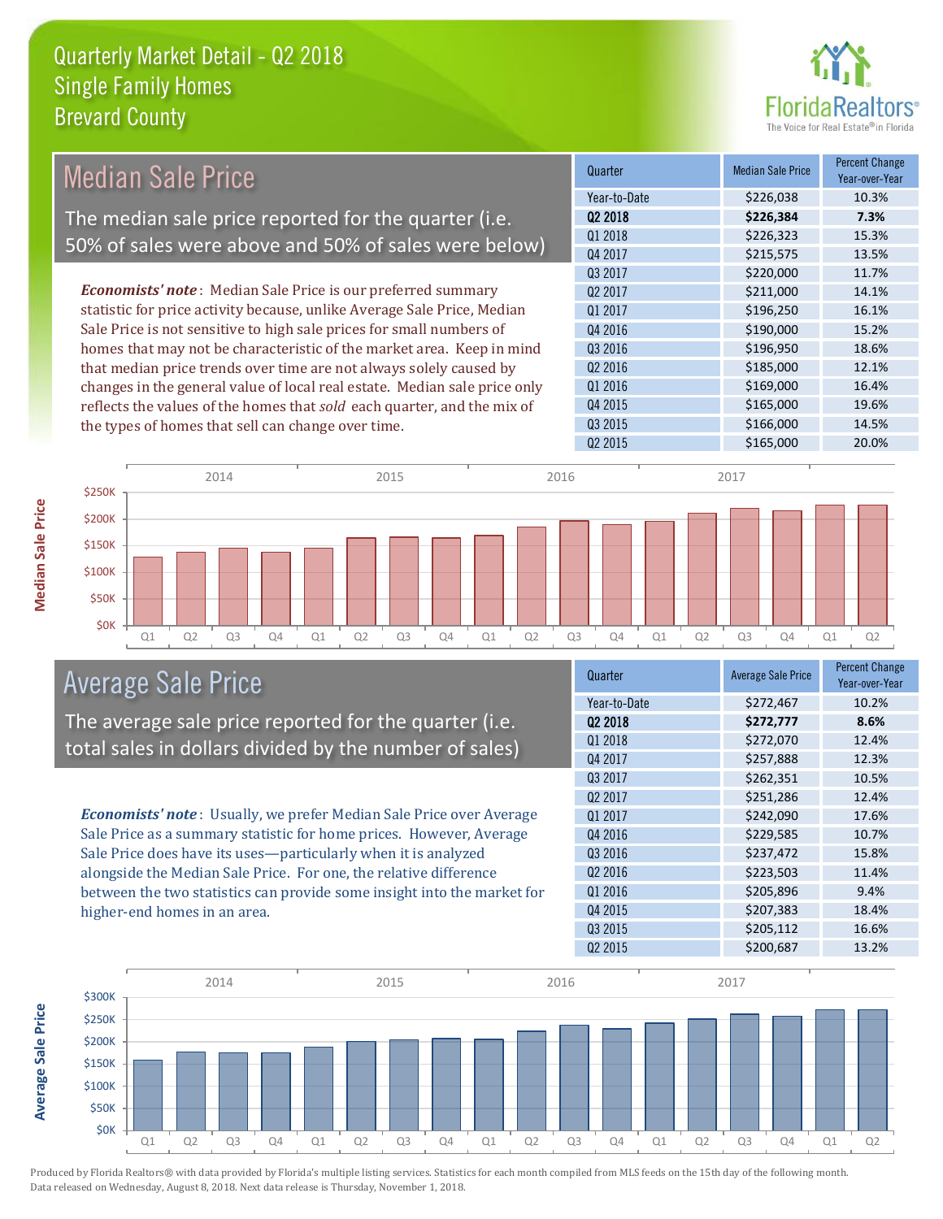# Quarterly Market Detail - Q2 2018
## Single Family Homes
## Brevard County

## Median Sale Price

The median sale price reported for the quarter (i.e. 50% of sales were above and 50% of sales were below)

***Economists' note***: Median Sale Price is our preferred summary statistic for price activity because, unlike Average Sale Price, Median Sale Price is not sensitive to high sale prices for small numbers of homes that may not be characteristic of the market area. Keep in mind that median price trends over time are not always solely caused by changes in the general value of local real estate. Median sale price only reflects the values of the homes that *sold* each quarter, and the mix of the types of homes that sell can change over time.

| Quarter | Median Sale Price | Percent Change Year-over-Year |
|---|---|---|
| Year-to-Date | $226,038 | 10.3% |
| **Q2 2018** | **$226,384** | **7.3%** |
| Q1 2018 | $226,323 | 15.3% |
| Q4 2017 | $215,575 | 13.5% |
| Q3 2017 | $220,000 | 11.7% |
| Q2 2017 | $211,000 | 14.1% |
| Q1 2017 | $196,250 | 16.1% |
| Q4 2016 | $190,000 | 15.2% |
| Q3 2016 | $196,950 | 18.6% |
| Q2 2016 | $185,000 | 12.1% |
| Q1 2016 | $169,000 | 16.4% |
| Q4 2015 | $165,000 | 19.6% |
| Q3 2015 | $166,000 | 14.5% |
| Q2 2015 | $165,000 | 20.0% |

## Average Sale Price

The average sale price reported for the quarter (i.e. total sales in dollars divided by the number of sales)

***Economists' note***: Usually, we prefer Median Sale Price over Average Sale Price as a summary statistic for home prices. However, Average Sale Price does have its uses—particularly when it is analyzed alongside the Median Sale Price. For one, the relative difference between the two statistics can provide some insight into the market for higher-end homes in an area.

| Quarter | Average Sale Price | Percent Change Year-over-Year |
|---|---|---|
| Year-to-Date | $272,467 | 10.2% |
| **Q2 2018** | **$272,777** | **8.6%** |
| Q1 2018 | $272,070 | 12.4% |
| Q4 2017 | $257,888 | 12.3% |
| Q3 2017 | $262,351 | 10.5% |
| Q2 2017 | $251,286 | 12.4% |
| Q1 2017 | $242,090 | 17.6% |
| Q4 2016 | $229,585 | 10.7% |
| Q3 2016 | $237,472 | 15.8% |
| Q2 2016 | $223,503 | 11.4% |
| Q1 2016 | $205,896 | 9.4% |
| Q4 2015 | $207,383 | 18.4% |
| Q3 2015 | $205,112 | 16.6% |
| Q2 2015 | $200,687 | 13.2% |

Produced by Florida Realtors® with data provided by Florida's multiple listing services. Statistics for each month compiled from MLS feeds on the 15th day of the following month. Data released on Wednesday, August 8, 2018. Next data release is Thursday, November 1, 2018.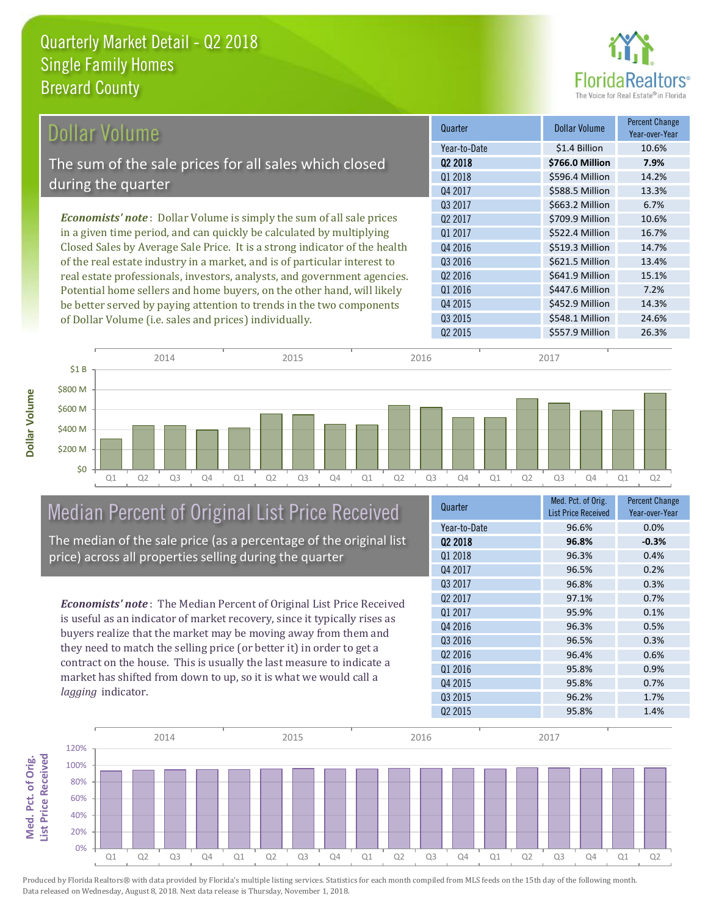Quarterly Market Detail - Q2 2018
Single Family Homes
Brevard County

## Dollar Volume

The sum of the sale prices for all sales which closed during the quarter

*Economists' note*: Dollar Volume is simply the sum of all sale prices in a given time period, and can quickly be calculated by multiplying Closed Sales by Average Sale Price. It is a strong indicator of the health of the real estate industry in a market, and is of particular interest to real estate professionals, investors, analysts, and government agencies. Potential home sellers and home buyers, on the other hand, will likely be better served by paying attention to trends in the two components of Dollar Volume (i.e. sales and prices) individually.

| Quarter | Dollar Volume | Percent Change Year-over-Year |
|---|---|---|
| Year-to-Date | $1.4 Billion | 10.6% |
| **Q2 2018** | **$766.0 Million** | **7.9%** |
| Q1 2018 | $596.4 Million | 14.2% |
| Q4 2017 | $588.5 Million | 13.3% |
| Q3 2017 | $663.2 Million | 6.7% |
| Q2 2017 | $709.9 Million | 10.6% |
| Q1 2017 | $522.4 Million | 16.7% |
| Q4 2016 | $519.3 Million | 14.7% |
| Q3 2016 | $621.5 Million | 13.4% |
| Q2 2016 | $641.9 Million | 15.1% |
| Q1 2016 | $447.6 Million | 7.2% |
| Q4 2015 | $452.9 Million | 14.3% |
| Q3 2015 | $548.1 Million | 24.6% |
| Q2 2015 | $557.9 Million | 26.3% |

## Median Percent of Original List Price Received

The median of the sale price (as a percentage of the original list price) across all properties selling during the quarter

*Economists' note*: The Median Percent of Original List Price Received is useful as an indicator of market recovery, since it typically rises as buyers realize that the market may be moving away from them and they need to match the selling price (or better it) in order to get a contract on the house. This is usually the last measure to indicate a market has shifted from down to up, so it is what we would call a *lagging* indicator.

| Quarter | Med. Pct. of Orig. List Price Received | Percent Change Year-over-Year |
|---|---|---|
| Year-to-Date | 96.6% | 0.0% |
| **Q2 2018** | **96.8%** | **-0.3%** |
| Q1 2018 | 96.3% | 0.4% |
| Q4 2017 | 96.5% | 0.2% |
| Q3 2017 | 96.8% | 0.3% |
| Q2 2017 | 97.1% | 0.7% |
| Q1 2017 | 95.9% | 0.1% |
| Q4 2016 | 96.3% | 0.5% |
| Q3 2016 | 96.5% | 0.3% |
| Q2 2016 | 96.4% | 0.6% |
| Q1 2016 | 95.8% | 0.9% |
| Q4 2015 | 95.8% | 0.7% |
| Q3 2015 | 96.2% | 1.7% |
| Q2 2015 | 95.8% | 1.4% |

Produced by Florida Realtors® with data provided by Florida's multiple listing services. Statistics for each month compiled from MLS feeds on the 15th day of the following month. Data released on Wednesday, August 8, 2018. Next data release is Thursday, November 1, 2018.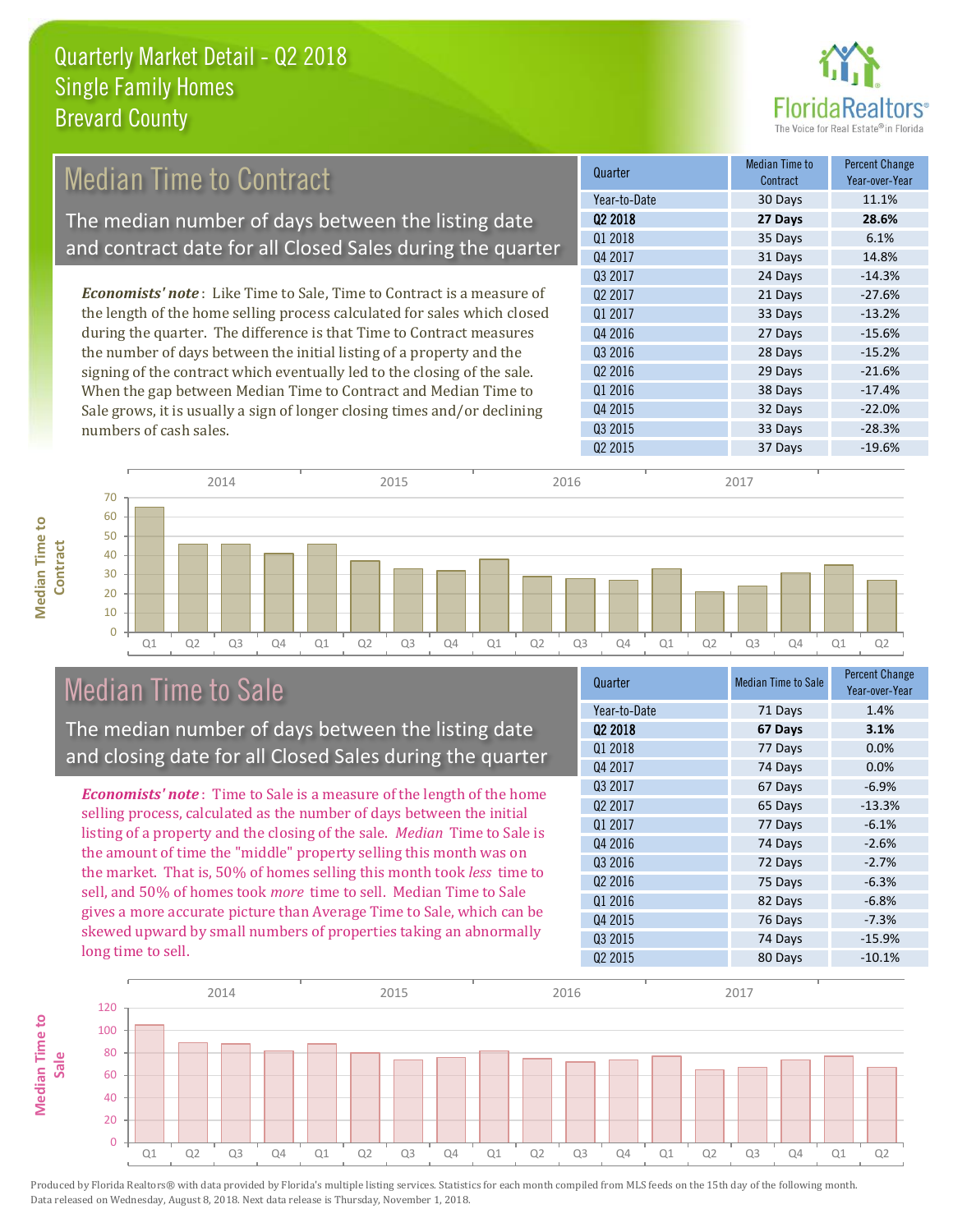# Quarterly Market Detail - Q2 2018
## Single Family Homes
## Brevard County

## Median Time to Contract

The median number of days between the listing date and contract date for all Closed Sales during the quarter

*Economists' note*: Like Time to Sale, Time to Contract is a measure of the length of the home selling process calculated for sales which closed during the quarter. The difference is that Time to Contract measures the number of days between the initial listing of a property and the signing of the contract which eventually led to the closing of the sale. When the gap between Median Time to Contract and Median Time to Sale grows, it is usually a sign of longer closing times and/or declining numbers of cash sales.

| Quarter | Median Time to Contract | Percent Change Year-over-Year |
|---|---|---|
| Year-to-Date | 30 Days | 11.1% |
| **Q2 2018** | **27 Days** | **28.6%** |
| Q1 2018 | 35 Days | 6.1% |
| Q4 2017 | 31 Days | 14.8% |
| Q3 2017 | 24 Days | -14.3% |
| Q2 2017 | 21 Days | -27.6% |
| Q1 2017 | 33 Days | -13.2% |
| Q4 2016 | 27 Days | -15.6% |
| Q3 2016 | 28 Days | -15.2% |
| Q2 2016 | 29 Days | -21.6% |
| Q1 2016 | 38 Days | -17.4% |
| Q4 2015 | 32 Days | -22.0% |
| Q3 2015 | 33 Days | -28.3% |
| Q2 2015 | 37 Days | -19.6% |

## Median Time to Sale

The median number of days between the listing date and closing date for all Closed Sales during the quarter

*Economists' note*: Time to Sale is a measure of the length of the home selling process, calculated as the number of days between the initial listing of a property and the closing of the sale. *Median* Time to Sale is the amount of time the "middle" property selling this month was on the market. That is, 50% of homes selling this month took *less* time to sell, and 50% of homes took *more* time to sell. Median Time to Sale gives a more accurate picture than Average Time to Sale, which can be skewed upward by small numbers of properties taking an abnormally long time to sell.

| Quarter | Median Time to Sale | Percent Change Year-over-Year |
|---|---|---|
| Year-to-Date | 71 Days | 1.4% |
| **Q2 2018** | **67 Days** | **3.1%** |
| Q1 2018 | 77 Days | 0.0% |
| Q4 2017 | 74 Days | 0.0% |
| Q3 2017 | 67 Days | -6.9% |
| Q2 2017 | 65 Days | -13.3% |
| Q1 2017 | 77 Days | -6.1% |
| Q4 2016 | 74 Days | -2.6% |
| Q3 2016 | 72 Days | -2.7% |
| Q2 2016 | 75 Days | -6.3% |
| Q1 2016 | 82 Days | -6.8% |
| Q4 2015 | 76 Days | -7.3% |
| Q3 2015 | 74 Days | -15.9% |
| Q2 2015 | 80 Days | -10.1% |

Produced by Florida Realtors® with data provided by Florida's multiple listing services. Statistics for each month compiled from MLS feeds on the 15th day of the following month. Data released on Wednesday, August 8, 2018. Next data release is Thursday, November 1, 2018.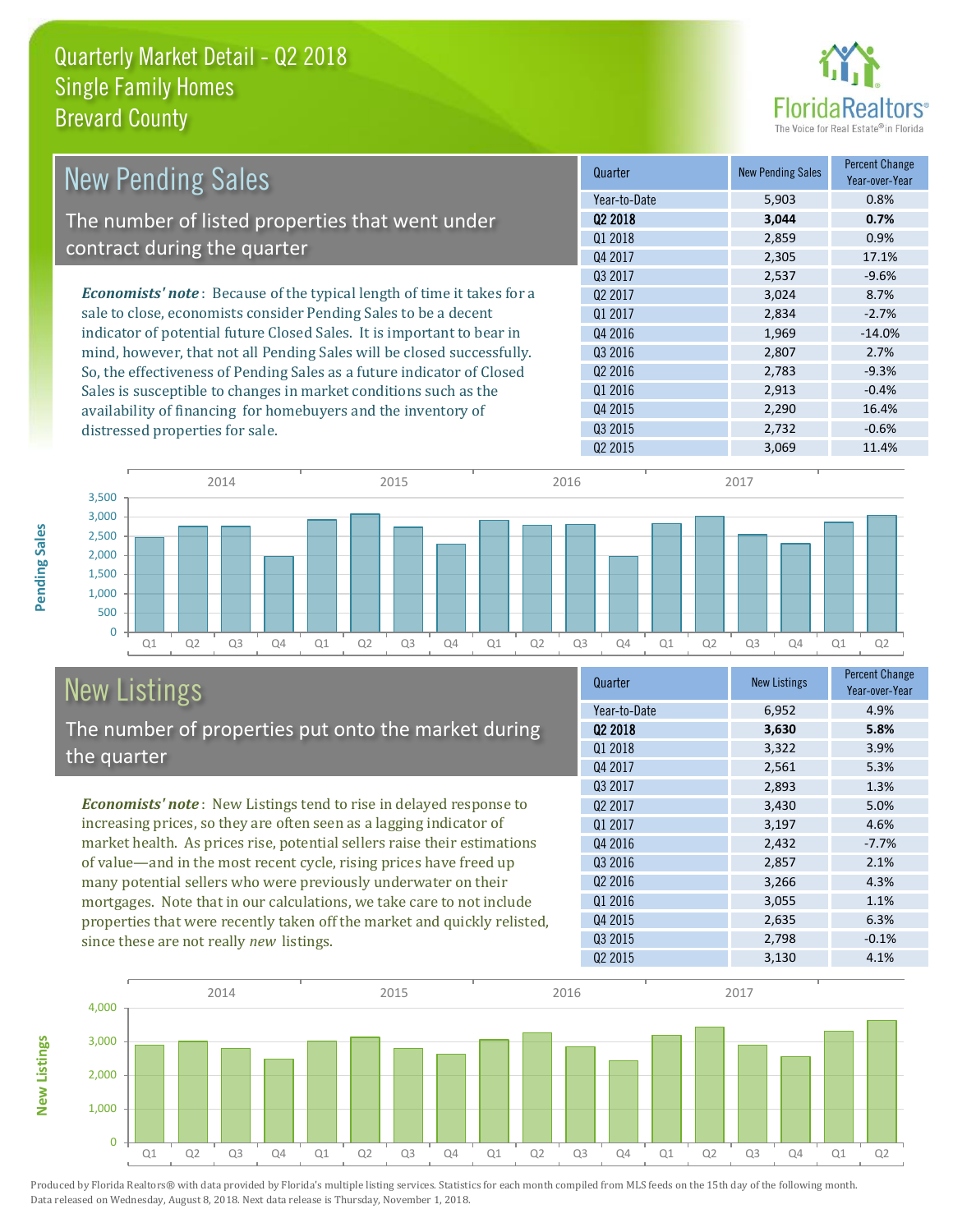# Quarterly Market Detail - Q2 2018
## Single Family Homes
## Brevard County

## New Pending Sales

The number of listed properties that went under contract during the quarter

***Economists' note***: Because of the typical length of time it takes for a sale to close, economists consider Pending Sales to be a decent indicator of potential future Closed Sales. It is important to bear in mind, however, that not all Pending Sales will be closed successfully. So, the effectiveness of Pending Sales as a future indicator of Closed Sales is susceptible to changes in market conditions such as the availability of financing for homebuyers and the inventory of distressed properties for sale.

| Quarter | New Pending Sales | Percent Change Year-over-Year |
|---|---|---|
| Year-to-Date | 5,903 | 0.8% |
| **Q2 2018** | **3,044** | **0.7%** |
| Q1 2018 | 2,859 | 0.9% |
| Q4 2017 | 2,305 | 17.1% |
| Q3 2017 | 2,537 | -9.6% |
| Q2 2017 | 3,024 | 8.7% |
| Q1 2017 | 2,834 | -2.7% |
| Q4 2016 | 1,969 | -14.0% |
| Q3 2016 | 2,807 | 2.7% |
| Q2 2016 | 2,783 | -9.3% |
| Q1 2016 | 2,913 | -0.4% |
| Q4 2015 | 2,290 | 16.4% |
| Q3 2015 | 2,732 | -0.6% |
| Q2 2015 | 3,069 | 11.4% |

## New Listings

The number of properties put onto the market during the quarter

***Economists' note***: New Listings tend to rise in delayed response to increasing prices, so they are often seen as a lagging indicator of market health. As prices rise, potential sellers raise their estimations of value—and in the most recent cycle, rising prices have freed up many potential sellers who were previously underwater on their mortgages. Note that in our calculations, we take care to not include properties that were recently taken off the market and quickly relisted, since these are not really *new* listings.

| Quarter | New Listings | Percent Change Year-over-Year |
|---|---|---|
| Year-to-Date | 6,952 | 4.9% |
| **Q2 2018** | **3,630** | **5.8%** |
| Q1 2018 | 3,322 | 3.9% |
| Q4 2017 | 2,561 | 5.3% |
| Q3 2017 | 2,893 | 1.3% |
| Q2 2017 | 3,430 | 5.0% |
| Q1 2017 | 3,197 | 4.6% |
| Q4 2016 | 2,432 | -7.7% |
| Q3 2016 | 2,857 | 2.1% |
| Q2 2016 | 3,266 | 4.3% |
| Q1 2016 | 3,055 | 1.1% |
| Q4 2015 | 2,635 | 6.3% |
| Q3 2015 | 2,798 | -0.1% |
| Q2 2015 | 3,130 | 4.1% |

Produced by Florida Realtors® with data provided by Florida's multiple listing services. Statistics for each month compiled from MLS feeds on the 15th day of the following month. Data released on Wednesday, August 8, 2018. Next data release is Thursday, November 1, 2018.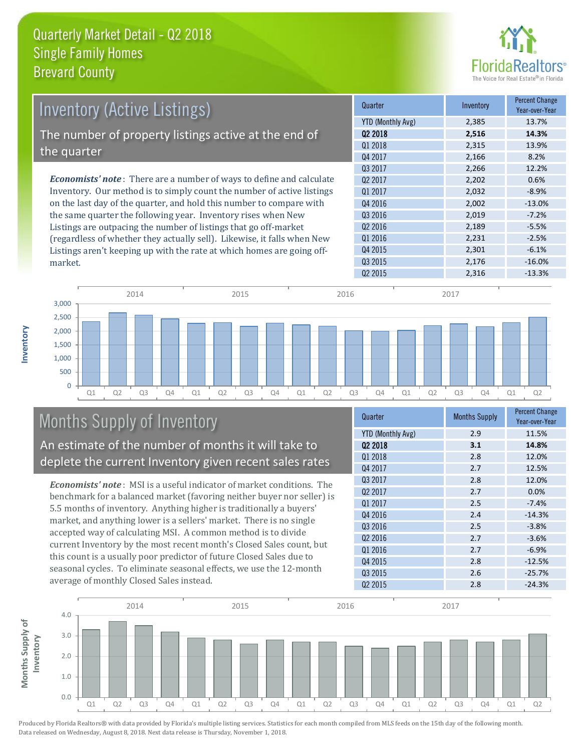# Quarterly Market Detail - Q2 2018
## Single Family Homes
## Brevard County

## Inventory (Active Listings)

The number of property listings active at the end of the quarter

*Economists' note*: There are a number of ways to define and calculate Inventory. Our method is to simply count the number of active listings on the last day of the quarter, and hold this number to compare with the same quarter the following year. Inventory rises when New Listings are outpacing the number of listings that go off-market (regardless of whether they actually sell). Likewise, it falls when New Listings aren't keeping up with the rate at which homes are going off-market.

| Quarter | Inventory | Percent Change Year-over-Year |
|---|---|---|
| YTD (Monthly Avg) | 2,385 | 13.7% |
| **Q2 2018** | **2,516** | **14.3%** |
| Q1 2018 | 2,315 | 13.9% |
| Q4 2017 | 2,166 | 8.2% |
| Q3 2017 | 2,266 | 12.2% |
| Q2 2017 | 2,202 | 0.6% |
| Q1 2017 | 2,032 | -8.9% |
| Q4 2016 | 2,002 | -13.0% |
| Q3 2016 | 2,019 | -7.2% |
| Q2 2016 | 2,189 | -5.5% |
| Q1 2016 | 2,231 | -2.5% |
| Q4 2015 | 2,301 | -6.1% |
| Q3 2015 | 2,176 | -16.0% |
| Q2 2015 | 2,316 | -13.3% |

## Months Supply of Inventory

An estimate of the number of months it will take to deplete the current Inventory given recent sales rates

*Economists' note*: MSI is a useful indicator of market conditions. The benchmark for a balanced market (favoring neither buyer nor seller) is 5.5 months of inventory. Anything higher is traditionally a buyers' market, and anything lower is a sellers' market. There is no single accepted way of calculating MSI. A common method is to divide current Inventory by the most recent month's Closed Sales count, but this count is a usually poor predictor of future Closed Sales due to seasonal cycles. To eliminate seasonal effects, we use the 12-month average of monthly Closed Sales instead.

| Quarter | Months Supply | Percent Change Year-over-Year |
|---|---|---|
| YTD (Monthly Avg) | 2.9 | 11.5% |
| **Q2 2018** | **3.1** | **14.8%** |
| Q1 2018 | 2.8 | 12.0% |
| Q4 2017 | 2.7 | 12.5% |
| Q3 2017 | 2.8 | 12.0% |
| Q2 2017 | 2.7 | 0.0% |
| Q1 2017 | 2.5 | -7.4% |
| Q4 2016 | 2.4 | -14.3% |
| Q3 2016 | 2.5 | -3.8% |
| Q2 2016 | 2.7 | -3.6% |
| Q1 2016 | 2.7 | -6.9% |
| Q4 2015 | 2.8 | -12.5% |
| Q3 2015 | 2.6 | -25.7% |
| Q2 2015 | 2.8 | -24.3% |

Produced by Florida Realtors® with data provided by Florida's multiple listing services. Statistics for each month compiled from MLS feeds on the 15th day of the following month. Data released on Wednesday, August 8, 2018. Next data release is Thursday, November 1, 2018.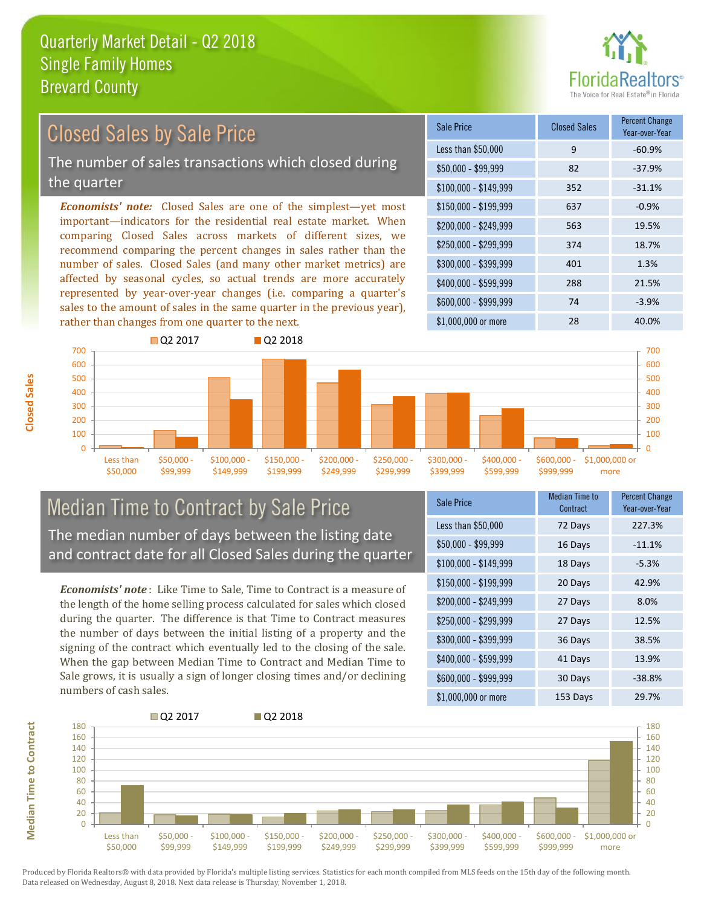# Quarterly Market Detail - Q2 2018
## Single Family Homes
## Brevard County

## Closed Sales by Sale Price

The number of sales transactions which closed during the quarter

***Economists' note:*** Closed Sales are one of the simplest—yet most important—indicators for the residential real estate market. When comparing Closed Sales across markets of different sizes, we recommend comparing the percent changes in sales rather than the number of sales. Closed Sales (and many other market metrics) are affected by seasonal cycles, so actual trends are more accurately represented by year-over-year changes (i.e. comparing a quarter's sales to the amount of sales in the same quarter in the previous year), rather than changes from one quarter to the next.

| Sale Price | Closed Sales | Percent Change Year-over-Year |
|---|---|---|
| Less than $50,000 | 9 | -60.9% |
| $50,000 - $99,999 | 82 | -37.9% |
| $100,000 - $149,999 | 352 | -31.1% |
| $150,000 - $199,999 | 637 | -0.9% |
| $200,000 - $249,999 | 563 | 19.5% |
| $250,000 - $299,999 | 374 | 18.7% |
| $300,000 - $399,999 | 401 | 1.3% |
| $400,000 - $599,999 | 288 | 21.5% |
| $600,000 - $999,999 | 74 | -3.9% |
| $1,000,000 or more | 28 | 40.0% |

## Median Time to Contract by Sale Price

The median number of days between the listing date and contract date for all Closed Sales during the quarter

***Economists' note*** : Like Time to Sale, Time to Contract is a measure of the length of the home selling process calculated for sales which closed during the quarter. The difference is that Time to Contract measures the number of days between the initial listing of a property and the signing of the contract which eventually led to the closing of the sale. When the gap between Median Time to Contract and Median Time to Sale grows, it is usually a sign of longer closing times and/or declining numbers of cash sales.

| Sale Price | Median Time to Contract | Percent Change Year-over-Year |
|---|---|---|
| Less than $50,000 | 72 Days | 227.3% |
| $50,000 - $99,999 | 16 Days | -11.1% |
| $100,000 - $149,999 | 18 Days | -5.3% |
| $150,000 - $199,999 | 20 Days | 42.9% |
| $200,000 - $249,999 | 27 Days | 8.0% |
| $250,000 - $299,999 | 27 Days | 12.5% |
| $300,000 - $399,999 | 36 Days | 38.5% |
| $400,000 - $599,999 | 41 Days | 13.9% |
| $600,000 - $999,999 | 30 Days | -38.8% |
| $1,000,000 or more | 153 Days | 29.7% |

Produced by Florida Realtors® with data provided by Florida's multiple listing services. Statistics for each month compiled from MLS feeds on the 15th day of the following month. Data released on Wednesday, August 8, 2018. Next data release is Thursday, November 1, 2018.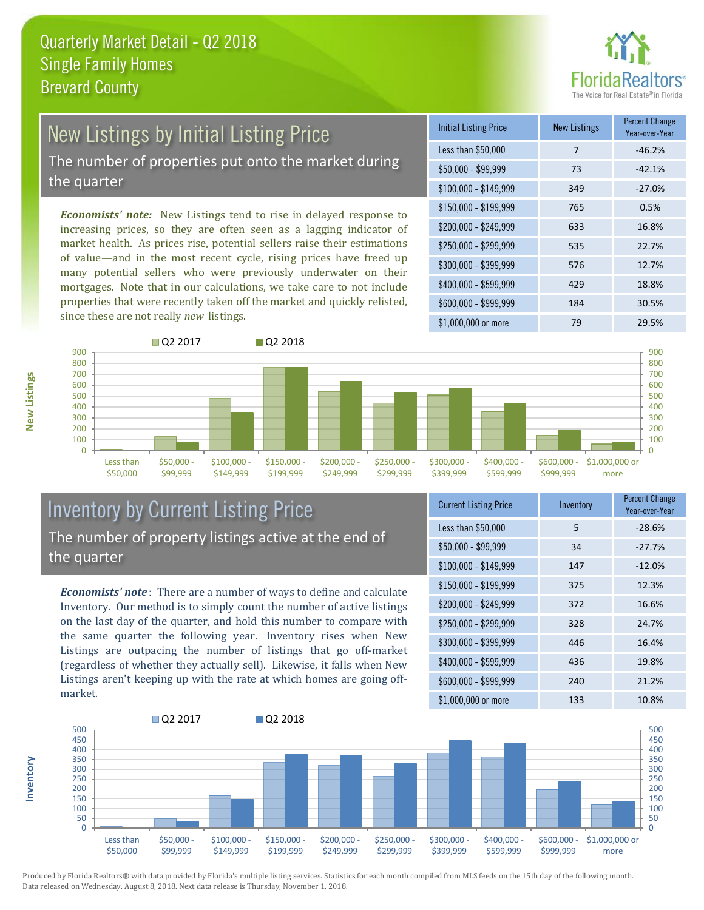# Quarterly Market Detail - Q2 2018
## Single Family Homes
## Brevard County

## New Listings by Initial Listing Price

The number of properties put onto the market during the quarter

*Economists' note:* New Listings tend to rise in delayed response to increasing prices, so they are often seen as a lagging indicator of market health. As prices rise, potential sellers raise their estimations of value—and in the most recent cycle, rising prices have freed up many potential sellers who were previously underwater on their mortgages. Note that in our calculations, we take care to not include properties that were recently taken off the market and quickly relisted, since these are not really *new* listings.

| Initial Listing Price | New Listings | Percent Change Year-over-Year |
|---|---|---|
| Less than $50,000 | 7 | -46.2% |
| $50,000 - $99,999 | 73 | -42.1% |
| $100,000 - $149,999 | 349 | -27.0% |
| $150,000 - $199,999 | 765 | 0.5% |
| $200,000 - $249,999 | 633 | 16.8% |
| $250,000 - $299,999 | 535 | 22.7% |
| $300,000 - $399,999 | 576 | 12.7% |
| $400,000 - $599,999 | 429 | 18.8% |
| $600,000 - $999,999 | 184 | 30.5% |
| $1,000,000 or more | 79 | 29.5% |

## Inventory by Current Listing Price

The number of property listings active at the end of the quarter

*Economists' note*: There are a number of ways to define and calculate Inventory. Our method is to simply count the number of active listings on the last day of the quarter, and hold this number to compare with the same quarter the following year. Inventory rises when New Listings are outpacing the number of listings that go off-market (regardless of whether they actually sell). Likewise, it falls when New Listings aren't keeping up with the rate at which homes are going off-market.

| Current Listing Price | Inventory | Percent Change Year-over-Year |
|---|---|---|
| Less than $50,000 | 5 | -28.6% |
| $50,000 - $99,999 | 34 | -27.7% |
| $100,000 - $149,999 | 147 | -12.0% |
| $150,000 - $199,999 | 375 | 12.3% |
| $200,000 - $249,999 | 372 | 16.6% |
| $250,000 - $299,999 | 328 | 24.7% |
| $300,000 - $399,999 | 446 | 16.4% |
| $400,000 - $599,999 | 436 | 19.8% |
| $600,000 - $999,999 | 240 | 21.2% |
| $1,000,000 or more | 133 | 10.8% |

Produced by Florida Realtors® with data provided by Florida's multiple listing services. Statistics for each month compiled from MLS feeds on the 15th day of the following month. Data released on Wednesday, August 8, 2018. Next data release is Thursday, November 1, 2018.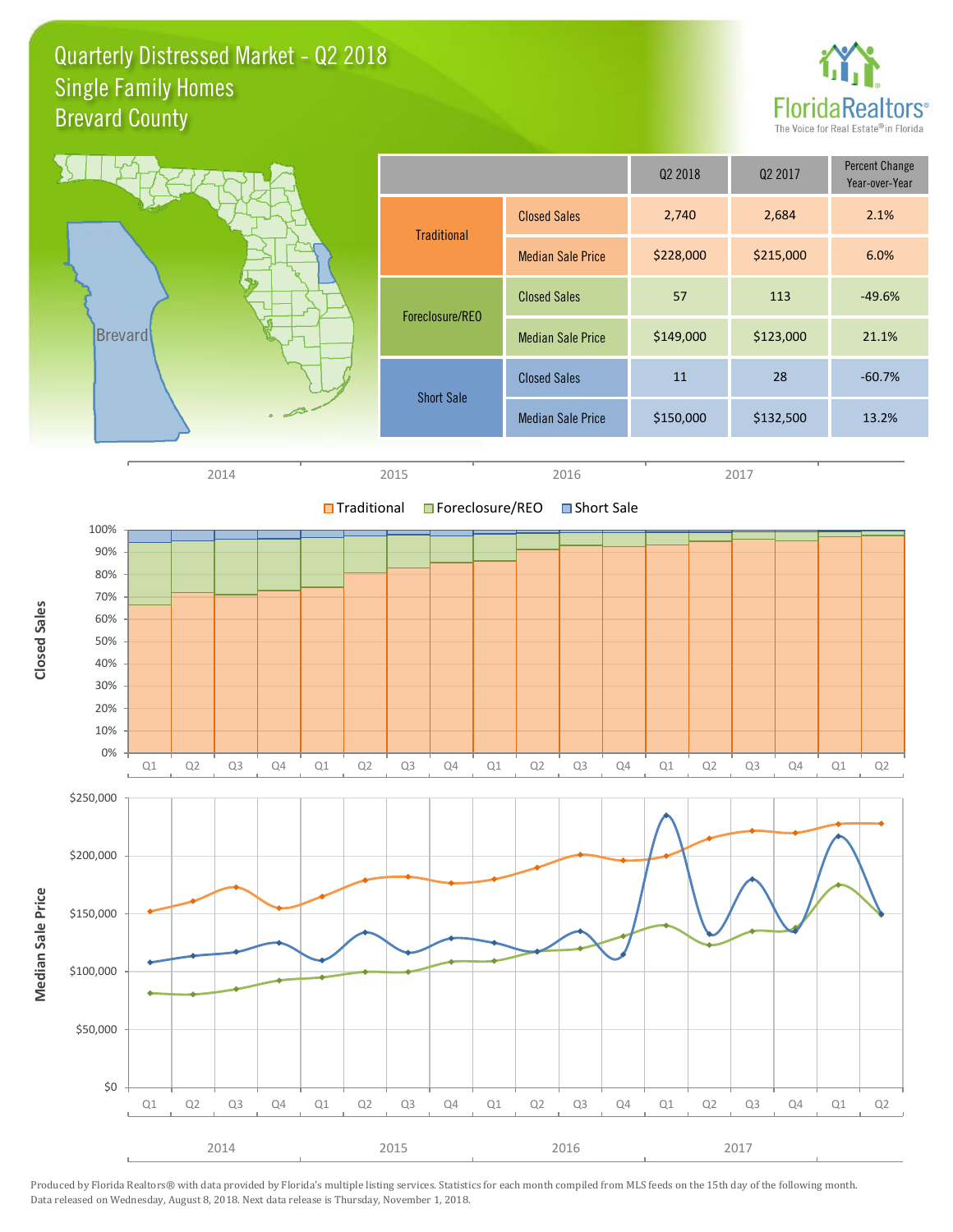# Quarterly Distressed Market - Q2 2018
## Single Family Homes
## Brevard County

FloridaRealtors® The Voice for Real Estate® in Florida

Brevard

| | | Q2 2018 | Q2 2017 | Percent Change Year-over-Year |
|---|---|---|---|---|
| Traditional | Closed Sales | 2,740 | 2,684 | 2.1% |
| | Median Sale Price | $228,000 | $215,000 | 6.0% |
| Foreclosure/REO | Closed Sales | 57 | 113 | -49.6% |
| | Median Sale Price | $149,000 | $123,000 | 21.1% |
| Short Sale | Closed Sales | 11 | 28 | -60.7% |
| | Median Sale Price | $150,000 | $132,500 | 13.2% |

2014 2015 2016 2017

Traditional Foreclosure/REO Short Sale

Closed Sales

100% 90% 80% 70% 60% 50% 40% 30% 20% 10% 0%

Q1 Q2 Q3 Q4 Q1 Q2 Q3 Q4 Q1 Q2 Q3 Q4 Q1 Q2 Q3 Q4 Q1 Q2

Median Sale Price

$250,000 $200,000 $150,000 $100,000 $50,000 $0

Q1 Q2 Q3 Q4 Q1 Q2 Q3 Q4 Q1 Q2 Q3 Q4 Q1 Q2 Q3 Q4 Q1 Q2

2014 2015 2016 2017

Produced by Florida Realtors® with data provided by Florida's multiple listing services. Statistics for each month compiled from MLS feeds on the 15th day of the following month. Data released on Wednesday, August 8, 2018. Next data release is Thursday, November 1, 2018.